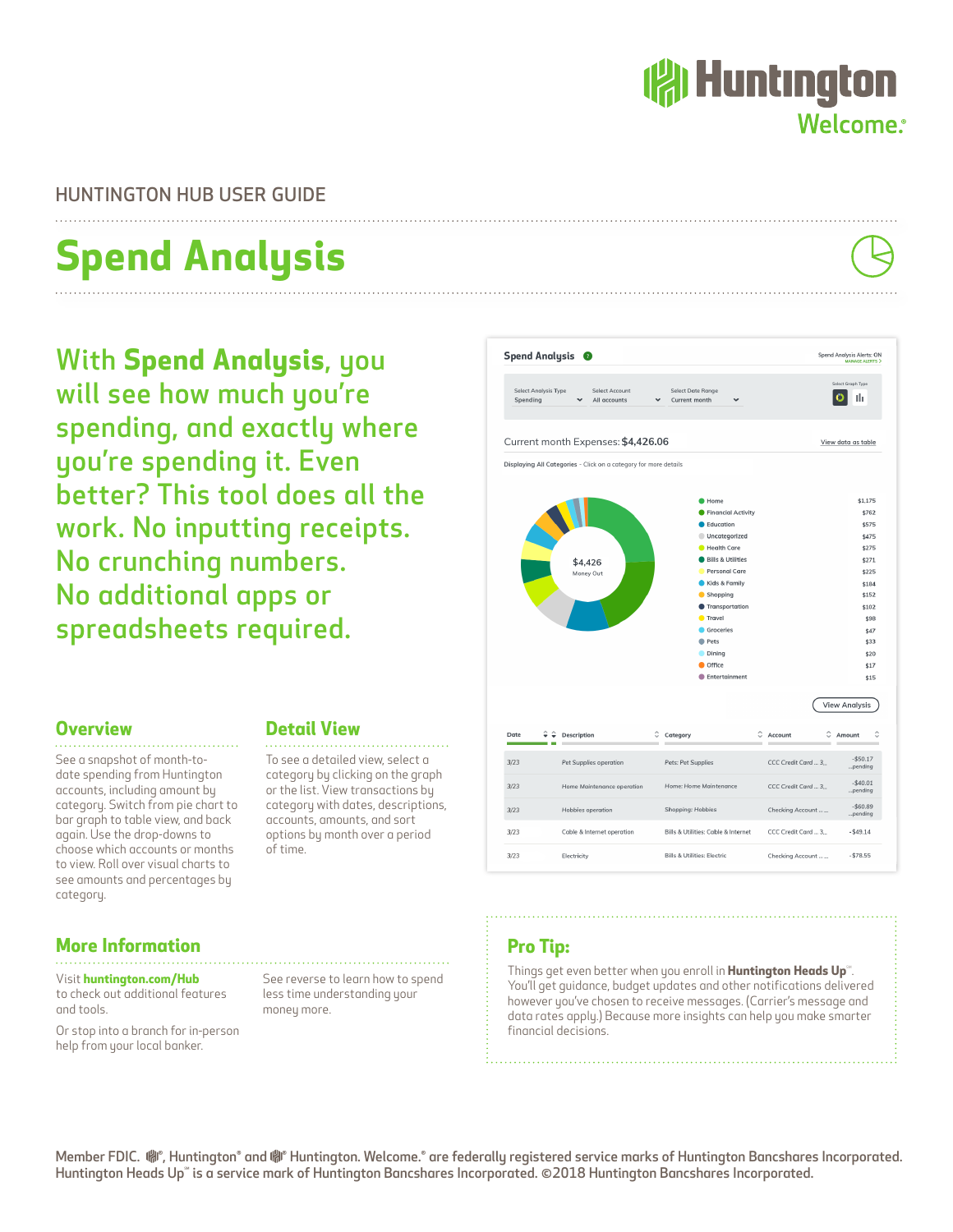Huntington
Welcome.®

HUNTINGTON HUB USER GUIDE

# Spend Analysis

## With **Spend Analysis**, you will see how much you're spending, and exactly where you're spending it. Even better? This tool does all the work. No inputting receipts. No crunching numbers. No additional apps or spreadsheets required.

**Spend Analysis**

Spend Analysis Alerts: ON
MANAGE ALERTS >

Select Analysis Type: Spending
Select Account: All accounts
Select Date Range: Current month
Select Graph Type

Current month Expenses: **$4,426.06**

View data as table

Displaying All Categories - Click on a category for more details

$4,426
Money Out

| Category | Amount |
|---|---|
| Home | $1,175 |
| Financial Activity | $762 |
| Education | $575 |
| Uncategorized | $475 |
| Health Care | $275 |
| Bills & Utilities | $271 |
| Personal Care | $225 |
| Kids & Family | $184 |
| Shopping | $152 |
| Transportation | $102 |
| Travel | $98 |
| Groceries | $47 |
| Pets | $33 |
| Dining | $20 |
| Office | $17 |
| Entertainment | $15 |

View Analysis

| Date | Description | Category | Account | Amount |
|---|---|---|---|---|
| 3/23 | Pet Supplies operation | Pets: Pet Supplies | CCC Credit Card ... 3... | -$50.17 ...pending |
| 3/23 | Home Maintenance operation | Home: Home Maintenance | CCC Credit Card ... 3... | -$40.01 ...pending |
| 3/23 | Hobbies operation | Shopping: Hobbies | Checking Account ... ... | -$60.89 ...pending |
| 3/23 | Cable & Internet operation | Bills & Utilities: Cable & Internet | CCC Credit Card ... 3... | -$49.14 |
| 3/23 | Electricity | Bills & Utilities: Electric | Checking Account ... ... | -$78.55 |

## Overview

See a snapshot of month-to-date spending from Huntington accounts, including amount by category. Switch from pie chart to bar graph to table view, and back again. Use the drop-downs to choose which accounts or months to view. Roll over visual charts to see amounts and percentages by category.

## Detail View

To see a detailed view, select a category by clicking on the graph or the list. View transactions by category with dates, descriptions, accounts, amounts, and sort options by month over a period of time.

## More Information

Visit **huntington.com/Hub** to check out additional features and tools.

Or stop into a branch for in-person help from your local banker.

See reverse to learn how to spend less time understanding your money more.

## Pro Tip:

Things get even better when you enroll in **Huntington Heads Up**℠. You'll get guidance, budget updates and other notifications delivered however you've chosen to receive messages. (Carrier's message and data rates apply.) Because more insights can help you make smarter financial decisions.

Member FDIC. ®, Huntington® and ® Huntington. Welcome.® are federally registered service marks of Huntington Bancshares Incorporated. Huntington Heads Up℠ is a service mark of Huntington Bancshares Incorporated. ©2018 Huntington Bancshares Incorporated.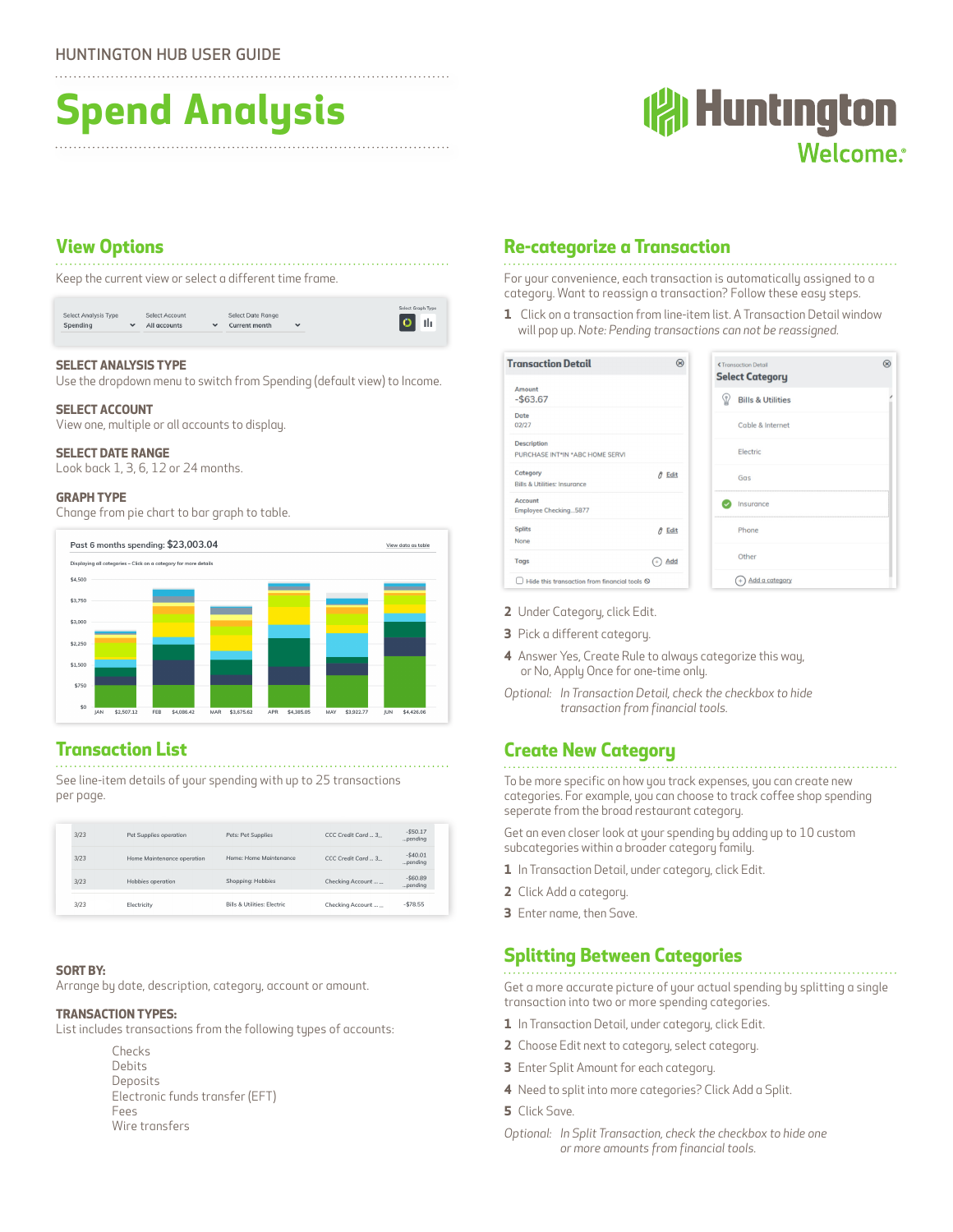HUNTINGTON HUB USER GUIDE

# Spend Analysis

Huntington
Welcome.

## View Options

Keep the current view or select a different time frame.

Select Analysis Type
Spending
Select Account
All accounts
Select Date Range
Current month
Select Graph Type

### SELECT ANALYSIS TYPE

Use the dropdown menu to switch from Spending (default view) to Income.

### SELECT ACCOUNT

View one, multiple or all accounts to display.

### SELECT DATE RANGE

Look back 1, 3, 6, 12 or 24 months.

### GRAPH TYPE

Change from pie chart to bar graph to table.

Past 6 months spending: $23,003.04
View data as table
Displaying all categories – Click on a category for more details
$4,500
$3,750
$3,000
$2,250
$1,500
$750
$0
JAN $2,507.12
FEB $4,086.42
MAR $3,675.62
APR $4,385.05
MAY $3,922.77
JUN $4,426.06

## Transaction List

See line-item details of your spending with up to 25 transactions per page.

| | | | | |
|---|---|---|---|---|
| 3/23 | Pet Supplies operation | Pets: Pet Supplies | CCC Credit Card ... 3... | -$50.17 ...pending |
| 3/23 | Home Maintenance operation | Home: Home Maintenance | CCC Credit Card ... 3... | -$40.01 ...pending |
| 3/23 | Hobbies operation | Shopping: Hobbies | Checking Account ... ... | -$60.89 ...pending |
| 3/23 | Electricity | Bills & Utilities: Electric | Checking Account ... ... | -$78.55 |

### SORT BY:

Arrange by date, description, category, account or amount.

### TRANSACTION TYPES:

List includes transactions from the following types of accounts:

- Checks
- Debits
- Deposits
- Electronic funds transfer (EFT)
- Fees
- Wire transfers

## Re-categorize a Transaction

For your convenience, each transaction is automatically assigned to a category. Want to reassign a transaction? Follow these easy steps.

1 Click on a transaction from line-item list. A Transaction Detail window will pop up. *Note: Pending transactions can not be reassigned.*

Transaction Detail
Amount
-$63.67
Date
02/27
Description
PURCHASE INT*IN *ABC HOME SERVI
Category
Bills & Utilities: Insurance
Edit
Account
Employee Checking...5877
Splits
None
Edit
Tags
Add
Hide this transaction from financial tools

< Transaction Detail
Select Category
Bills & Utilities
Cable & Internet
Electric
Gas
Insurance
Phone
Other
Add a category

2 Under Category, click Edit.

3 Pick a different category.

4 Answer Yes, Create Rule to always categorize this way, or No, Apply Once for one-time only.

*Optional: In Transaction Detail, check the checkbox to hide transaction from financial tools.*

## Create New Category

To be more specific on how you track expenses, you can create new categories. For example, you can choose to track coffee shop spending seperate from the broad restaurant category.

Get an even closer look at your spending by adding up to 10 custom subcategories within a broader category family.

1 In Transaction Detail, under category, click Edit.

2 Click Add a category.

3 Enter name, then Save.

## Splitting Between Categories

Get a more accurate picture of your actual spending by splitting a single transaction into two or more spending categories.

1 In Transaction Detail, under category, click Edit.

2 Choose Edit next to category, select category.

3 Enter Split Amount for each category.

4 Need to split into more categories? Click Add a Split.

5 Click Save.

*Optional: In Split Transaction, check the checkbox to hide one or more amounts from financial tools.*